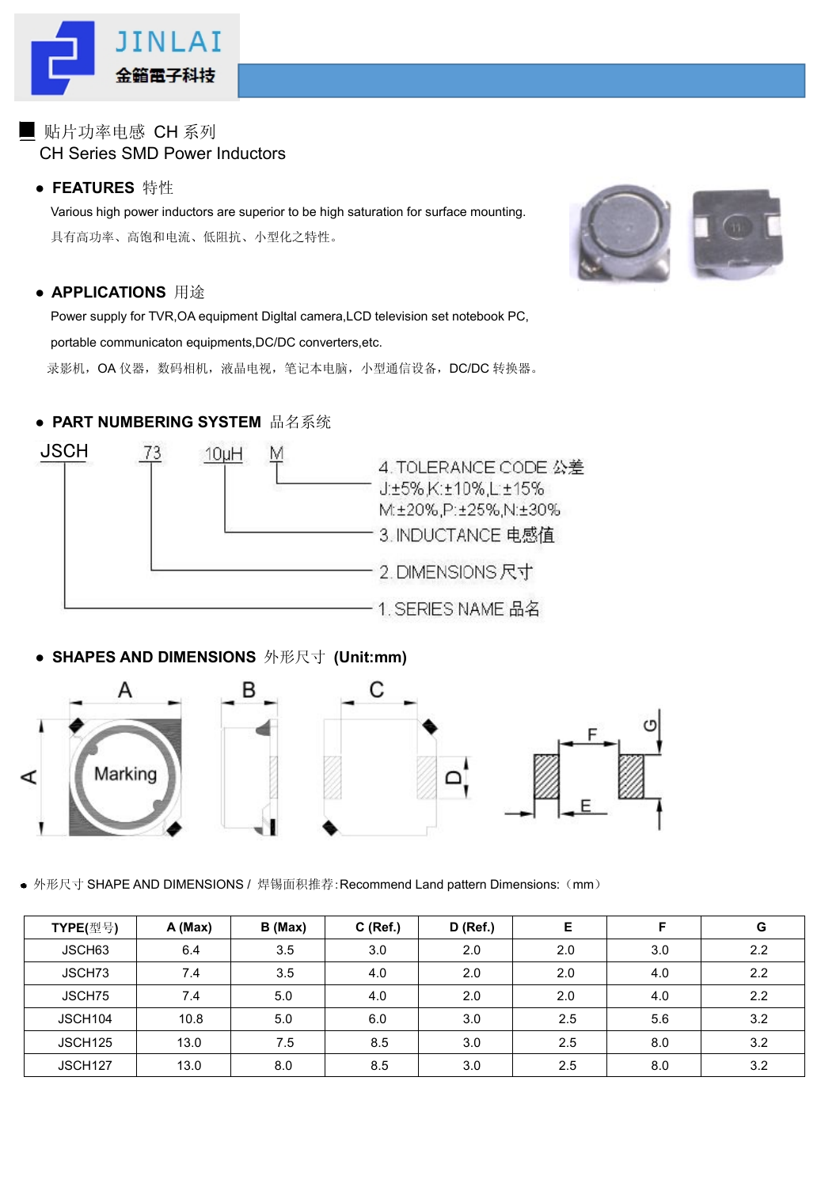JINLAI
金籁電子科技

## 贴片功率电感 CH 系列
## CH Series SMD Power Inductors

- **FEATURES** 特性

  Various high power inductors are superior to be high saturation for surface mounting.

  具有高功率、高饱和电流、低阻抗、小型化之特性。

- **APPLICATIONS** 用途

  Power supply for TVR,OA equipment Digltal camera,LCD television set notebook PC,

  portable communicaton equipments,DC/DC converters,etc.

  录影机，OA 仪器，数码相机，液晶电视，笔记本电脑，小型通信设备，DC/DC 转换器。

- **PART NUMBERING SYSTEM** 品名系统

  JSCH 73 10μH M

  1. SERIES NAME 品名
  2. DIMENSIONS 尺寸
  3. INDUCTANCE 电感值
  4. TOLERANCE CODE 公差
     J:±5%,K:±10%,L:±15%
     M:±20%,P:±25%,N:±30%

- **SHAPES AND DIMENSIONS** 外形尺寸 **(Unit:mm)**

- 外形尺寸 SHAPE AND DIMENSIONS / 焊锡面积推荐:Recommend Land pattern Dimensions:（mm）

| TYPE(型号) | A (Max) | B (Max) | C (Ref.) | D (Ref.) | E | F | G |
|---|---|---|---|---|---|---|---|
| JSCH63 | 6.4 | 3.5 | 3.0 | 2.0 | 2.0 | 3.0 | 2.2 |
| JSCH73 | 7.4 | 3.5 | 4.0 | 2.0 | 2.0 | 4.0 | 2.2 |
| JSCH75 | 7.4 | 5.0 | 4.0 | 2.0 | 2.0 | 4.0 | 2.2 |
| JSCH104 | 10.8 | 5.0 | 6.0 | 3.0 | 2.5 | 5.6 | 3.2 |
| JSCH125 | 13.0 | 7.5 | 8.5 | 3.0 | 2.5 | 8.0 | 3.2 |
| JSCH127 | 13.0 | 8.0 | 8.5 | 3.0 | 2.5 | 8.0 | 3.2 |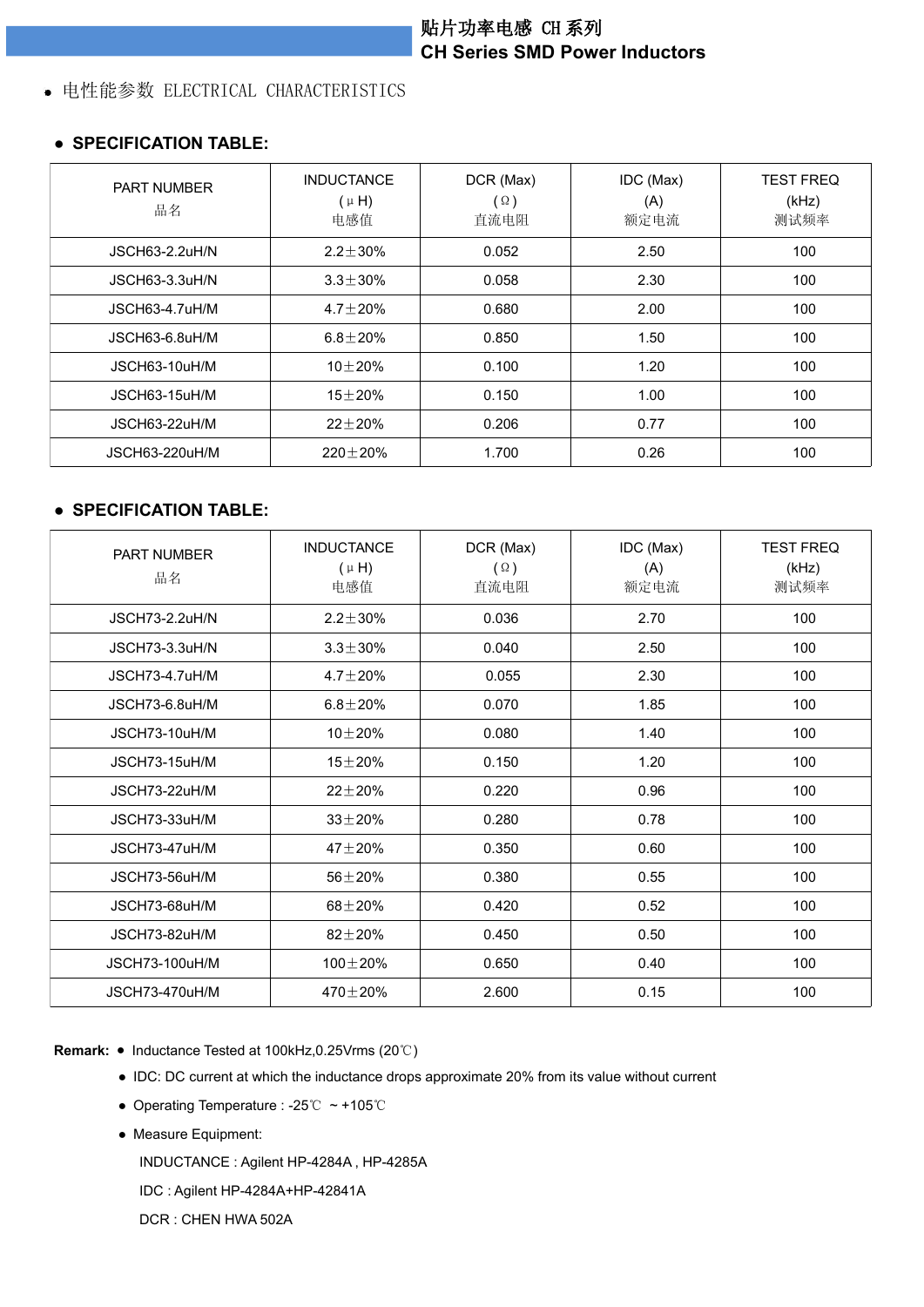# 贴片功率电感 CH 系列
# CH Series SMD Power Inductors

- 电性能参数 ELECTRICAL CHARACTERISTICS

## ● SPECIFICATION TABLE:

| PART NUMBER 品名 | INDUCTANCE (μH) 电感值 | DCR (Max) (Ω) 直流电阻 | IDC (Max) (A) 额定电流 | TEST FREQ (kHz) 测试频率 |
|---|---|---|---|---|
| JSCH63-2.2uH/N | 2.2±30% | 0.052 | 2.50 | 100 |
| JSCH63-3.3uH/N | 3.3±30% | 0.058 | 2.30 | 100 |
| JSCH63-4.7uH/M | 4.7±20% | 0.680 | 2.00 | 100 |
| JSCH63-6.8uH/M | 6.8±20% | 0.850 | 1.50 | 100 |
| JSCH63-10uH/M | 10±20% | 0.100 | 1.20 | 100 |
| JSCH63-15uH/M | 15±20% | 0.150 | 1.00 | 100 |
| JSCH63-22uH/M | 22±20% | 0.206 | 0.77 | 100 |
| JSCH63-220uH/M | 220±20% | 1.700 | 0.26 | 100 |

## ● SPECIFICATION TABLE:

| PART NUMBER 品名 | INDUCTANCE (μH) 电感值 | DCR (Max) (Ω) 直流电阻 | IDC (Max) (A) 额定电流 | TEST FREQ (kHz) 测试频率 |
|---|---|---|---|---|
| JSCH73-2.2uH/N | 2.2±30% | 0.036 | 2.70 | 100 |
| JSCH73-3.3uH/N | 3.3±30% | 0.040 | 2.50 | 100 |
| JSCH73-4.7uH/M | 4.7±20% | 0.055 | 2.30 | 100 |
| JSCH73-6.8uH/M | 6.8±20% | 0.070 | 1.85 | 100 |
| JSCH73-10uH/M | 10±20% | 0.080 | 1.40 | 100 |
| JSCH73-15uH/M | 15±20% | 0.150 | 1.20 | 100 |
| JSCH73-22uH/M | 22±20% | 0.220 | 0.96 | 100 |
| JSCH73-33uH/M | 33±20% | 0.280 | 0.78 | 100 |
| JSCH73-47uH/M | 47±20% | 0.350 | 0.60 | 100 |
| JSCH73-56uH/M | 56±20% | 0.380 | 0.55 | 100 |
| JSCH73-68uH/M | 68±20% | 0.420 | 0.52 | 100 |
| JSCH73-82uH/M | 82±20% | 0.450 | 0.50 | 100 |
| JSCH73-100uH/M | 100±20% | 0.650 | 0.40 | 100 |
| JSCH73-470uH/M | 470±20% | 2.600 | 0.15 | 100 |

**Remark:**
- Inductance Tested at 100kHz,0.25Vrms (20℃)
- IDC: DC current at which the inductance drops approximate 20% from its value without current
- Operating Temperature : -25℃ ~ +105℃
- Measure Equipment:

  INDUCTANCE : Agilent HP-4284A , HP-4285A

  IDC : Agilent HP-4284A+HP-42841A

  DCR : CHEN HWA 502A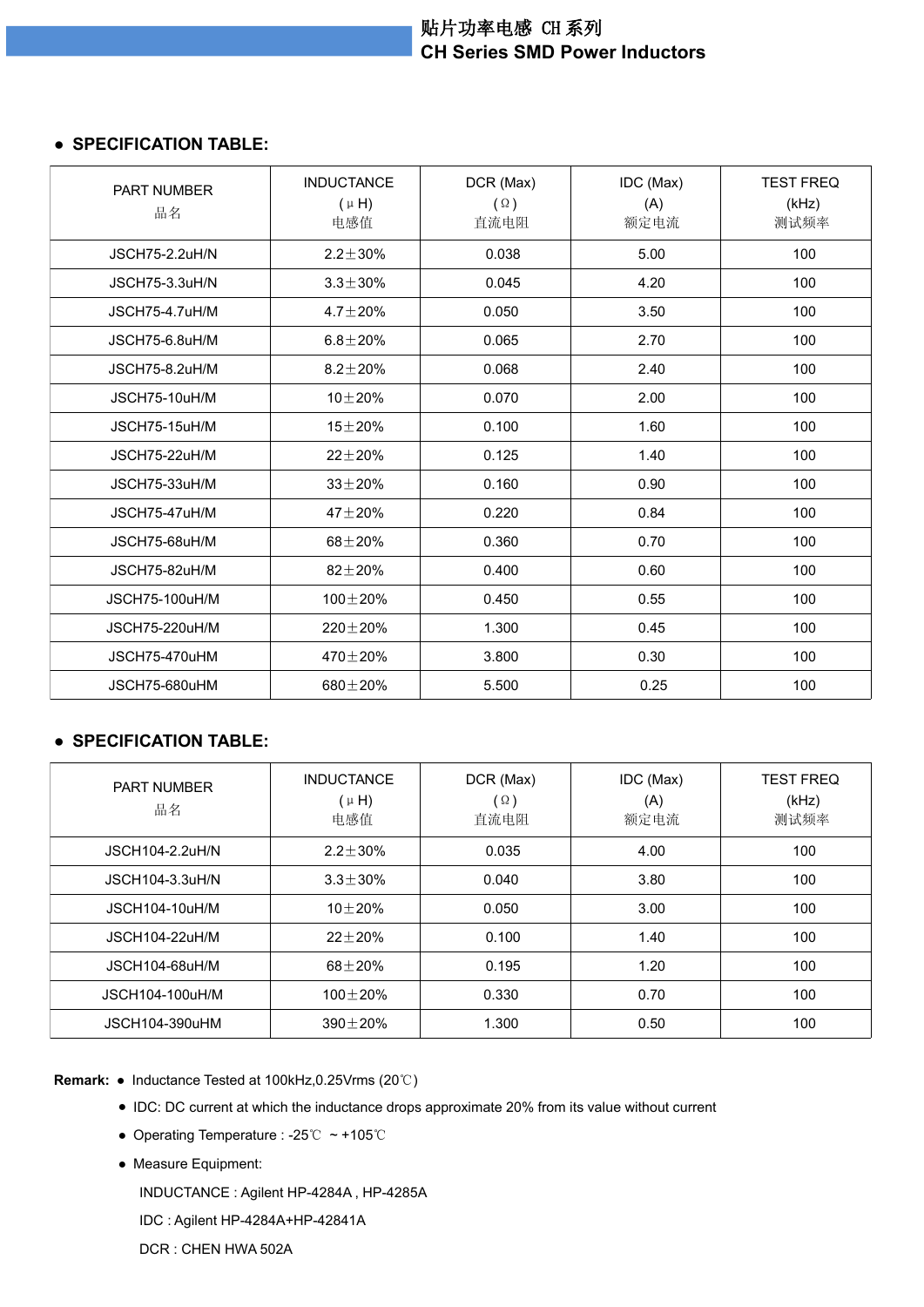# 贴片功率电感 CH 系列
# CH Series SMD Power Inductors

## ● SPECIFICATION TABLE:

| PART NUMBER 品名 | INDUCTANCE (μH) 电感值 | DCR (Max) (Ω) 直流电阻 | IDC (Max) (A) 额定电流 | TEST FREQ (kHz) 测试频率 |
|---|---|---|---|---|
| JSCH75-2.2uH/N | 2.2±30% | 0.038 | 5.00 | 100 |
| JSCH75-3.3uH/N | 3.3±30% | 0.045 | 4.20 | 100 |
| JSCH75-4.7uH/M | 4.7±20% | 0.050 | 3.50 | 100 |
| JSCH75-6.8uH/M | 6.8±20% | 0.065 | 2.70 | 100 |
| JSCH75-8.2uH/M | 8.2±20% | 0.068 | 2.40 | 100 |
| JSCH75-10uH/M | 10±20% | 0.070 | 2.00 | 100 |
| JSCH75-15uH/M | 15±20% | 0.100 | 1.60 | 100 |
| JSCH75-22uH/M | 22±20% | 0.125 | 1.40 | 100 |
| JSCH75-33uH/M | 33±20% | 0.160 | 0.90 | 100 |
| JSCH75-47uH/M | 47±20% | 0.220 | 0.84 | 100 |
| JSCH75-68uH/M | 68±20% | 0.360 | 0.70 | 100 |
| JSCH75-82uH/M | 82±20% | 0.400 | 0.60 | 100 |
| JSCH75-100uH/M | 100±20% | 0.450 | 0.55 | 100 |
| JSCH75-220uH/M | 220±20% | 1.300 | 0.45 | 100 |
| JSCH75-470uHM | 470±20% | 3.800 | 0.30 | 100 |
| JSCH75-680uHM | 680±20% | 5.500 | 0.25 | 100 |

## ● SPECIFICATION TABLE:

| PART NUMBER 品名 | INDUCTANCE (μH) 电感值 | DCR (Max) (Ω) 直流电阻 | IDC (Max) (A) 额定电流 | TEST FREQ (kHz) 测试频率 |
|---|---|---|---|---|
| JSCH104-2.2uH/N | 2.2±30% | 0.035 | 4.00 | 100 |
| JSCH104-3.3uH/N | 3.3±30% | 0.040 | 3.80 | 100 |
| JSCH104-10uH/M | 10±20% | 0.050 | 3.00 | 100 |
| JSCH104-22uH/M | 22±20% | 0.100 | 1.40 | 100 |
| JSCH104-68uH/M | 68±20% | 0.195 | 1.20 | 100 |
| JSCH104-100uH/M | 100±20% | 0.330 | 0.70 | 100 |
| JSCH104-390uHM | 390±20% | 1.300 | 0.50 | 100 |

**Remark:**
- Inductance Tested at 100kHz,0.25Vrms (20℃)
- IDC: DC current at which the inductance drops approximate 20% from its value without current
- Operating Temperature : -25℃ ~ +105℃
- Measure Equipment:

  INDUCTANCE : Agilent HP-4284A , HP-4285A

  IDC : Agilent HP-4284A+HP-42841A

  DCR : CHEN HWA 502A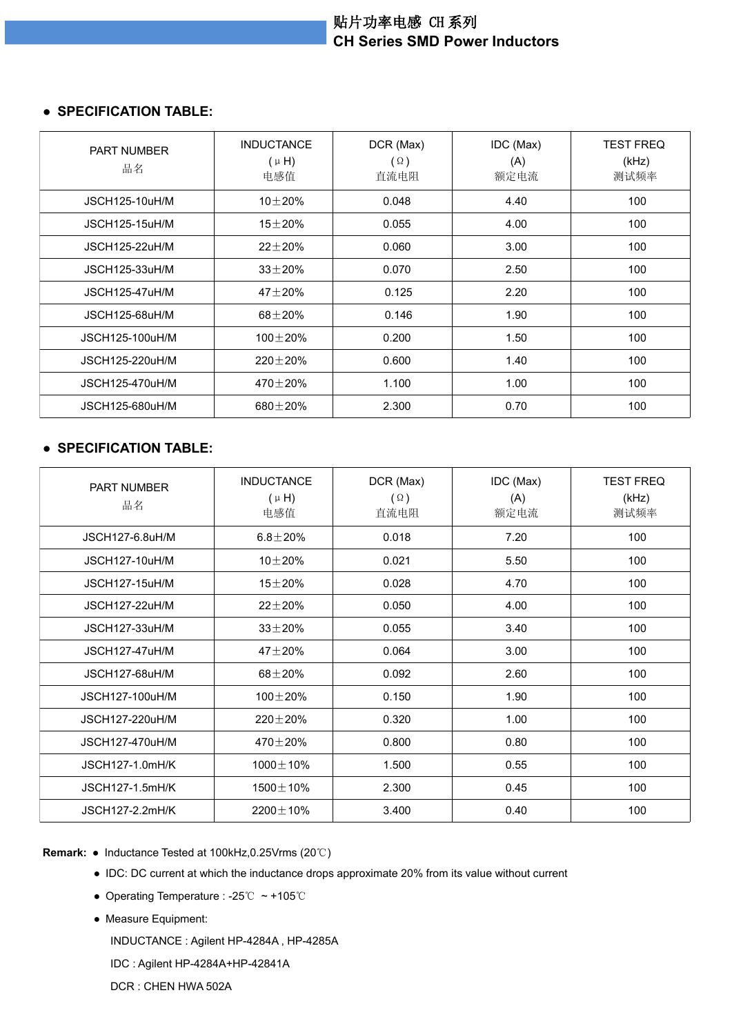# 贴片功率电感 CH 系列
# CH Series SMD Power Inductors

## ● SPECIFICATION TABLE:

| PART NUMBER 品名 | INDUCTANCE (μH) 电感值 | DCR (Max) (Ω) 直流电阻 | IDC (Max) (A) 额定电流 | TEST FREQ (kHz) 测试频率 |
|---|---|---|---|---|
| JSCH125-10uH/M | 10±20% | 0.048 | 4.40 | 100 |
| JSCH125-15uH/M | 15±20% | 0.055 | 4.00 | 100 |
| JSCH125-22uH/M | 22±20% | 0.060 | 3.00 | 100 |
| JSCH125-33uH/M | 33±20% | 0.070 | 2.50 | 100 |
| JSCH125-47uH/M | 47±20% | 0.125 | 2.20 | 100 |
| JSCH125-68uH/M | 68±20% | 0.146 | 1.90 | 100 |
| JSCH125-100uH/M | 100±20% | 0.200 | 1.50 | 100 |
| JSCH125-220uH/M | 220±20% | 0.600 | 1.40 | 100 |
| JSCH125-470uH/M | 470±20% | 1.100 | 1.00 | 100 |
| JSCH125-680uH/M | 680±20% | 2.300 | 0.70 | 100 |

## ● SPECIFICATION TABLE:

| PART NUMBER 品名 | INDUCTANCE (μH) 电感值 | DCR (Max) (Ω) 直流电阻 | IDC (Max) (A) 额定电流 | TEST FREQ (kHz) 测试频率 |
|---|---|---|---|---|
| JSCH127-6.8uH/M | 6.8±20% | 0.018 | 7.20 | 100 |
| JSCH127-10uH/M | 10±20% | 0.021 | 5.50 | 100 |
| JSCH127-15uH/M | 15±20% | 0.028 | 4.70 | 100 |
| JSCH127-22uH/M | 22±20% | 0.050 | 4.00 | 100 |
| JSCH127-33uH/M | 33±20% | 0.055 | 3.40 | 100 |
| JSCH127-47uH/M | 47±20% | 0.064 | 3.00 | 100 |
| JSCH127-68uH/M | 68±20% | 0.092 | 2.60 | 100 |
| JSCH127-100uH/M | 100±20% | 0.150 | 1.90 | 100 |
| JSCH127-220uH/M | 220±20% | 0.320 | 1.00 | 100 |
| JSCH127-470uH/M | 470±20% | 0.800 | 0.80 | 100 |
| JSCH127-1.0mH/K | 1000±10% | 1.500 | 0.55 | 100 |
| JSCH127-1.5mH/K | 1500±10% | 2.300 | 0.45 | 100 |
| JSCH127-2.2mH/K | 2200±10% | 3.400 | 0.40 | 100 |

**Remark:**
- Inductance Tested at 100kHz,0.25Vrms (20℃)
- IDC: DC current at which the inductance drops approximate 20% from its value without current
- Operating Temperature : -25℃ ~ +105℃
- Measure Equipment:

  INDUCTANCE : Agilent HP-4284A , HP-4285A

  IDC : Agilent HP-4284A+HP-42841A

  DCR : CHEN HWA 502A